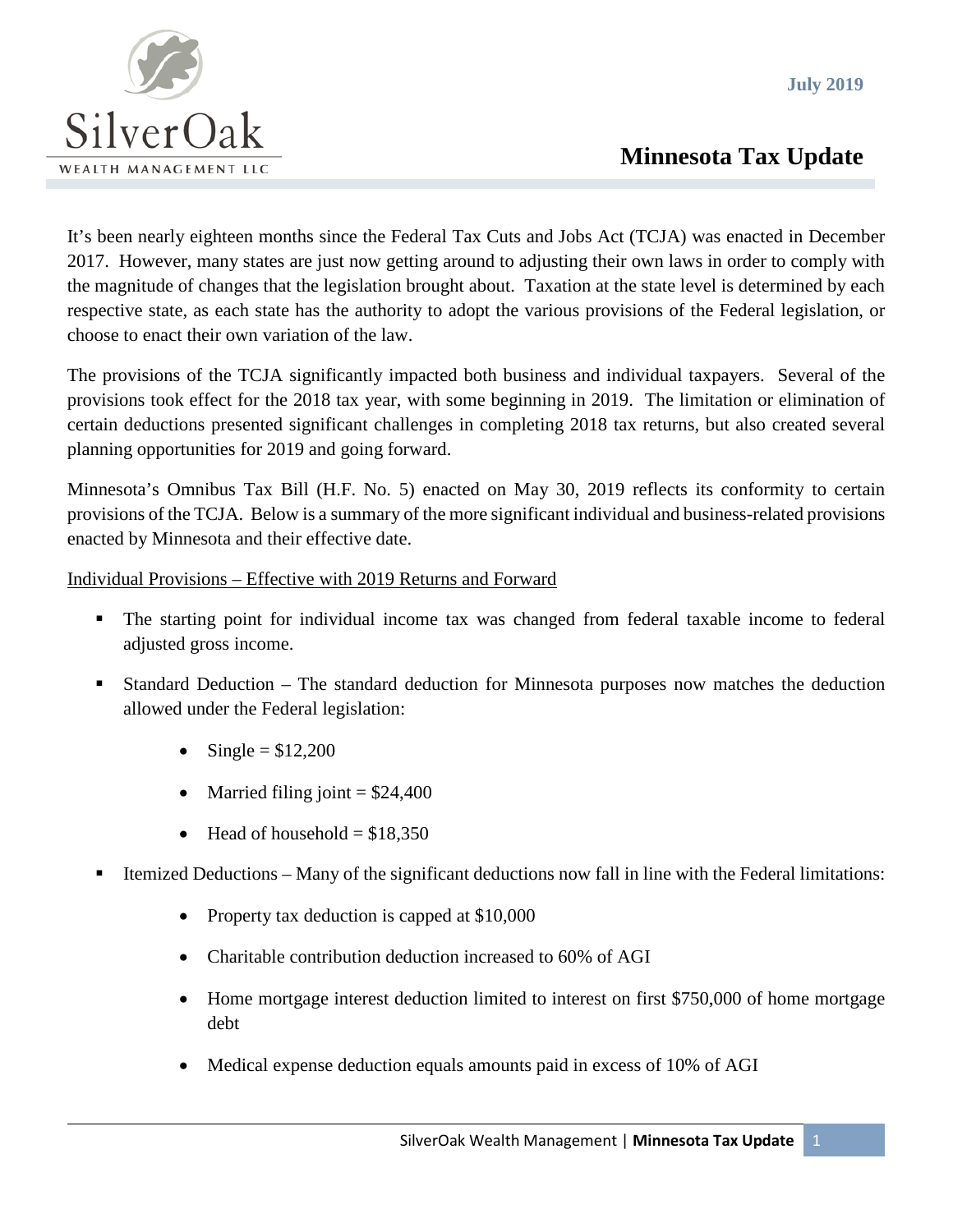July 2019

# Minnesota Tax Update

It's been nearly eighteen months since the Federal Tax Cuts and Jobs Act (TCJA) was enacted in December 2017. However, many states are just now getting around to adjusting their own laws in order to comply with the magnitude of changes that the legislation brought about. Taxation at the state level is determined by each respective state, as each state has the authority to adopt the various provisions of the Federal legislation, or choose to enact their own variation of the law.

The provisions of the TCJA significantly impacted both business and individual taxpayers. Several of the provisions took effect for the 2018 tax year, with some beginning in 2019. The limitation or elimination of certain deductions presented significant challenges in completing 2018 tax returns, but also created several planning opportunities for 2019 and going forward.

Minnesota's Omnibus Tax Bill (H.F. No. 5) enacted on May 30, 2019 reflects its conformity to certain provisions of the TCJA. Below is a summary of the more significant individual and business-related provisions enacted by Minnesota and their effective date.

<u>Individual Provisions – Effective with 2019 Returns and Forward</u>

- The starting point for individual income tax was changed from federal taxable income to federal adjusted gross income.
- Standard Deduction – The standard deduction for Minnesota purposes now matches the deduction allowed under the Federal legislation:
  - Single = $12,200
  - Married filing joint = $24,400
  - Head of household = $18,350
- Itemized Deductions – Many of the significant deductions now fall in line with the Federal limitations:
  - Property tax deduction is capped at $10,000
  - Charitable contribution deduction increased to 60% of AGI
  - Home mortgage interest deduction limited to interest on first $750,000 of home mortgage debt
  - Medical expense deduction equals amounts paid in excess of 10% of AGI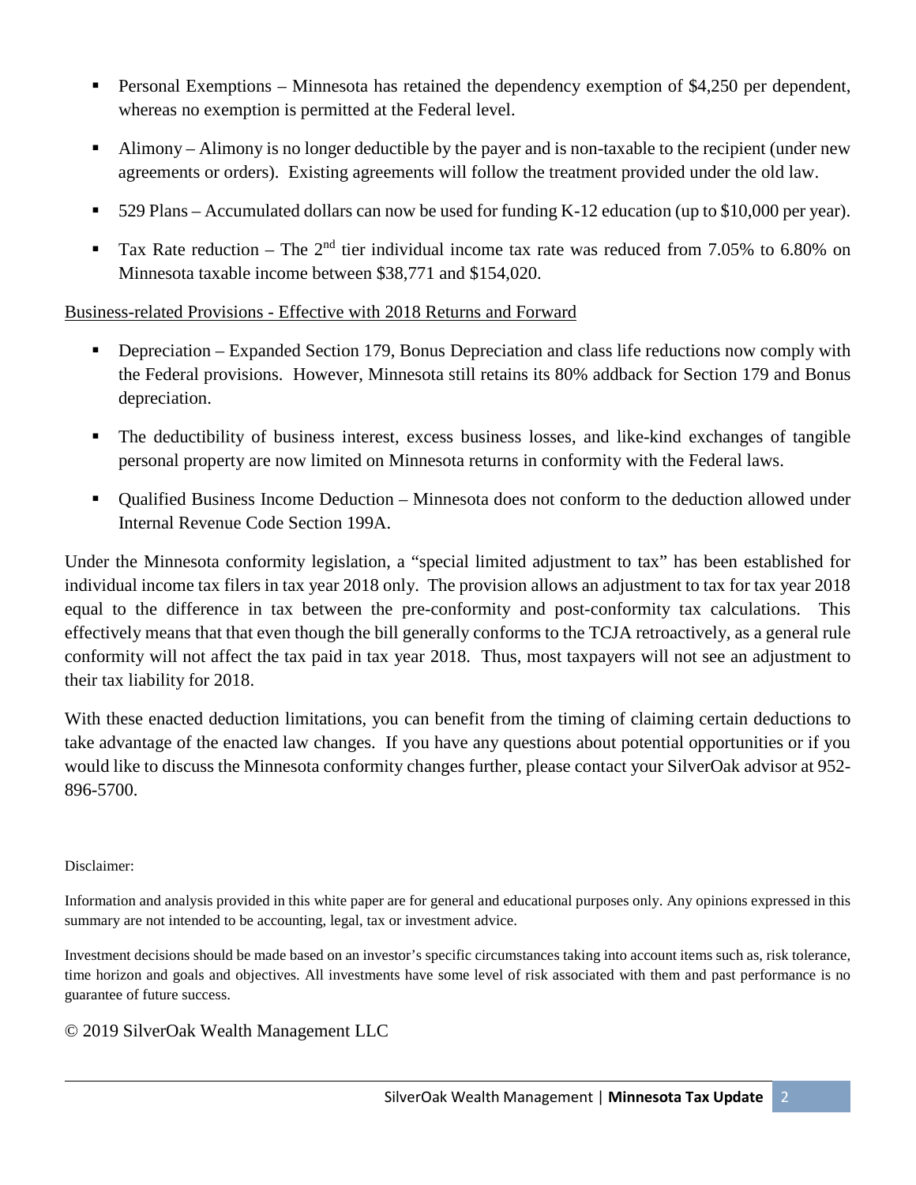- Personal Exemptions – Minnesota has retained the dependency exemption of $4,250 per dependent, whereas no exemption is permitted at the Federal level.
- Alimony – Alimony is no longer deductible by the payer and is non-taxable to the recipient (under new agreements or orders). Existing agreements will follow the treatment provided under the old law.
- 529 Plans – Accumulated dollars can now be used for funding K-12 education (up to $10,000 per year).
- Tax Rate reduction – The 2nd tier individual income tax rate was reduced from 7.05% to 6.80% on Minnesota taxable income between $38,771 and $154,020.

Business-related Provisions - Effective with 2018 Returns and Forward

- Depreciation – Expanded Section 179, Bonus Depreciation and class life reductions now comply with the Federal provisions. However, Minnesota still retains its 80% addback for Section 179 and Bonus depreciation.
- The deductibility of business interest, excess business losses, and like-kind exchanges of tangible personal property are now limited on Minnesota returns in conformity with the Federal laws.
- Qualified Business Income Deduction – Minnesota does not conform to the deduction allowed under Internal Revenue Code Section 199A.

Under the Minnesota conformity legislation, a "special limited adjustment to tax" has been established for individual income tax filers in tax year 2018 only. The provision allows an adjustment to tax for tax year 2018 equal to the difference in tax between the pre-conformity and post-conformity tax calculations. This effectively means that that even though the bill generally conforms to the TCJA retroactively, as a general rule conformity will not affect the tax paid in tax year 2018. Thus, most taxpayers will not see an adjustment to their tax liability for 2018.

With these enacted deduction limitations, you can benefit from the timing of claiming certain deductions to take advantage of the enacted law changes. If you have any questions about potential opportunities or if you would like to discuss the Minnesota conformity changes further, please contact your SilverOak advisor at 952-896-5700.

Disclaimer:

Information and analysis provided in this white paper are for general and educational purposes only. Any opinions expressed in this summary are not intended to be accounting, legal, tax or investment advice.

Investment decisions should be made based on an investor's specific circumstances taking into account items such as, risk tolerance, time horizon and goals and objectives. All investments have some level of risk associated with them and past performance is no guarantee of future success.

© 2019 SilverOak Wealth Management LLC